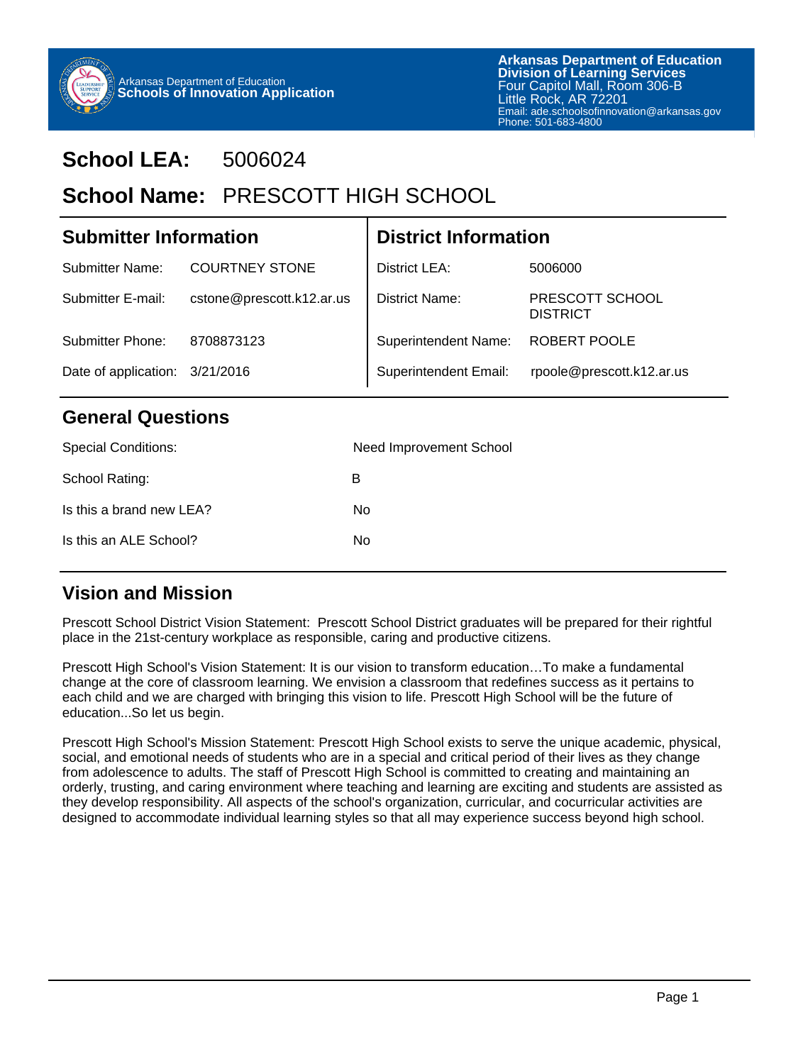Arkansas Department of Education
**Schools of Innovation Application**

**Arkansas Department of Education**
**Division of Learning Services**
Four Capitol Mall, Room 306-B
Little Rock, AR 72201
Email: ade.schoolsofinnovation@arkansas.gov
Phone: 501-683-4800

# School LEA: 5006024

# School Name: PRESCOTT HIGH SCHOOL

## Submitter Information

| | |
|---|---|
| Submitter Name: | COURTNEY STONE |
| Submitter E-mail: | cstone@prescott.k12.ar.us |
| Submitter Phone: | 8708873123 |
| Date of application: | 3/21/2016 |

## District Information

| | |
|---|---|
| District LEA: | 5006000 |
| District Name: | PRESCOTT SCHOOL DISTRICT |
| Superintendent Name: | ROBERT POOLE |
| Superintendent Email: | rpoole@prescott.k12.ar.us |

## General Questions

| | |
|---|---|
| Special Conditions: | Need Improvement School |
| School Rating: | B |
| Is this a brand new LEA? | No |
| Is this an ALE School? | No |

## Vision and Mission

Prescott School District Vision Statement: Prescott School District graduates will be prepared for their rightful place in the 21st-century workplace as responsible, caring and productive citizens.

Prescott High School's Vision Statement: It is our vision to transform education…To make a fundamental change at the core of classroom learning. We envision a classroom that redefines success as it pertains to each child and we are charged with bringing this vision to life. Prescott High School will be the future of education...So let us begin.

Prescott High School's Mission Statement: Prescott High School exists to serve the unique academic, physical, social, and emotional needs of students who are in a special and critical period of their lives as they change from adolescence to adults. The staff of Prescott High School is committed to creating and maintaining an orderly, trusting, and caring environment where teaching and learning are exciting and students are assisted as they develop responsibility. All aspects of the school's organization, curricular, and cocurricular activities are designed to accommodate individual learning styles so that all may experience success beyond high school.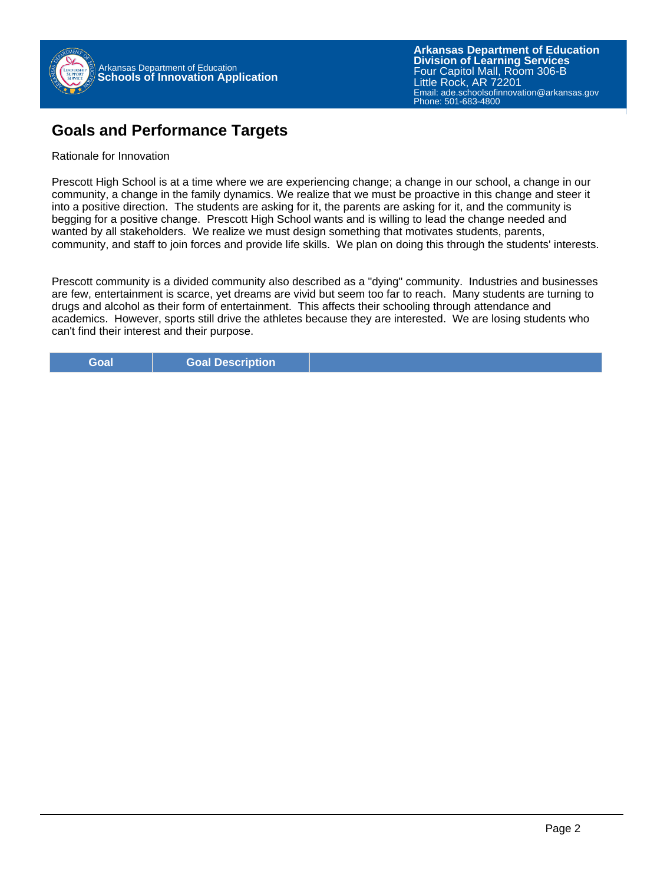## Goals and Performance Targets

Rationale for Innovation

Prescott High School is at a time where we are experiencing change; a change in our school, a change in our community, a change in the family dynamics. We realize that we must be proactive in this change and steer it into a positive direction. The students are asking for it, the parents are asking for it, and the community is begging for a positive change. Prescott High School wants and is willing to lead the change needed and wanted by all stakeholders. We realize we must design something that motivates students, parents, community, and staff to join forces and provide life skills. We plan on doing this through the students' interests.

Prescott community is a divided community also described as a "dying" community. Industries and businesses are few, entertainment is scarce, yet dreams are vivid but seem too far to reach. Many students are turning to drugs and alcohol as their form of entertainment. This affects their schooling through attendance and academics. However, sports still drive the athletes because they are interested. We are losing students who can't find their interest and their purpose.

| Goal | Goal Description | |
|---|---|---|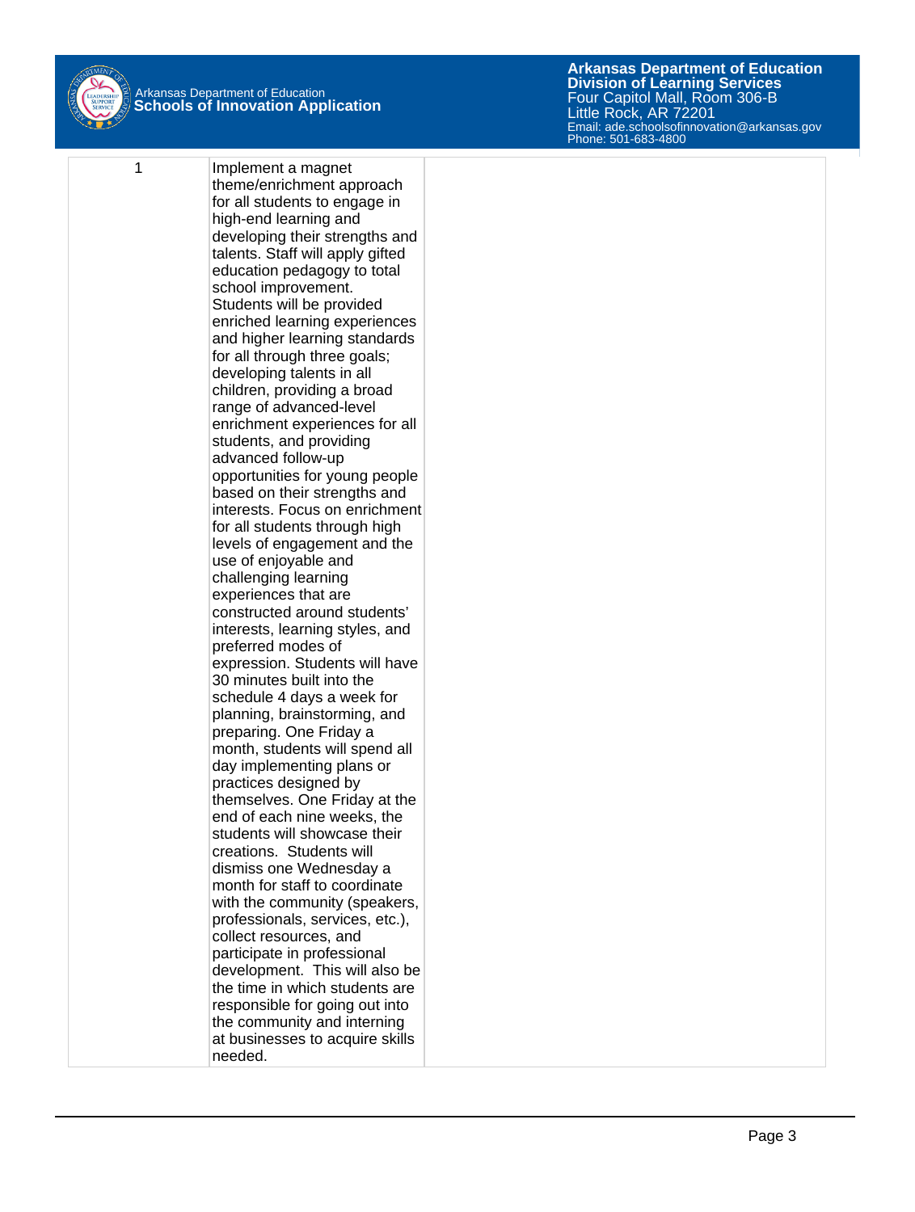| | | |
|---|---|---|
| 1 | Implement a magnet theme/enrichment approach for all students to engage in high-end learning and developing their strengths and talents. Staff will apply gifted education pedagogy to total school improvement. Students will be provided enriched learning experiences and higher learning standards for all through three goals; developing talents in all children, providing a broad range of advanced-level enrichment experiences for all students, and providing advanced follow-up opportunities for young people based on their strengths and interests. Focus on enrichment for all students through high levels of engagement and the use of enjoyable and challenging learning experiences that are constructed around students' interests, learning styles, and preferred modes of expression. Students will have 30 minutes built into the schedule 4 days a week for planning, brainstorming, and preparing. One Friday a month, students will spend all day implementing plans or practices designed by themselves. One Friday at the end of each nine weeks, the students will showcase their creations. Students will dismiss one Wednesday a month for staff to coordinate with the community (speakers, professionals, services, etc.), collect resources, and participate in professional development. This will also be the time in which students are responsible for going out into the community and interning at businesses to acquire skills needed. | |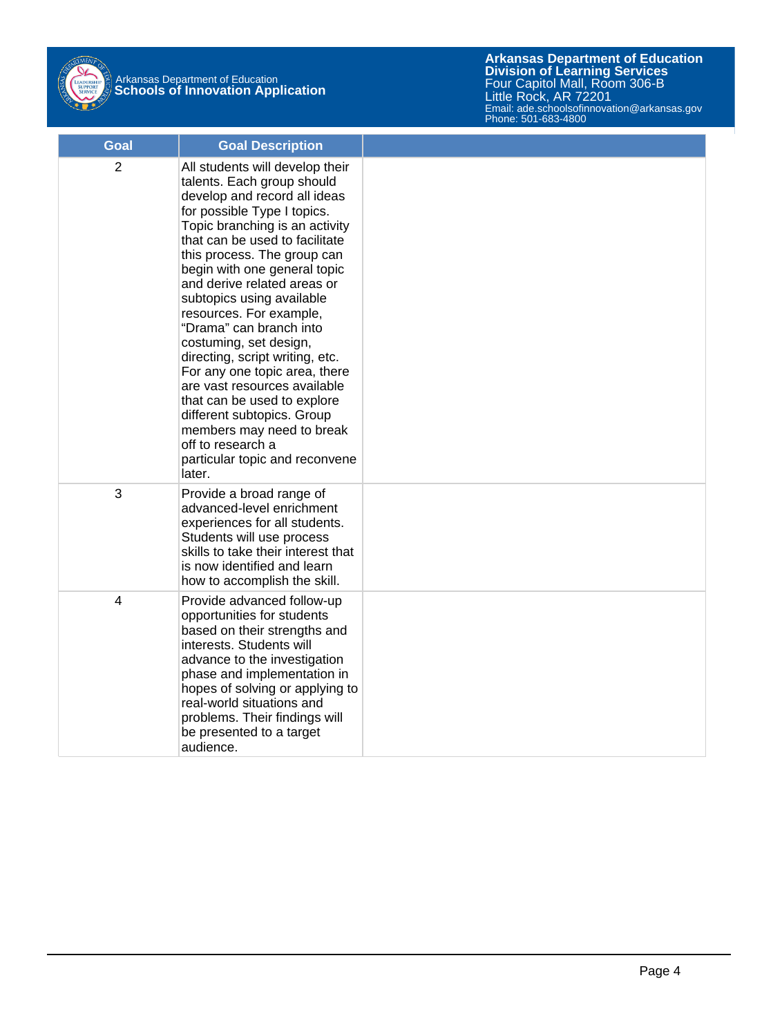| Goal | Goal Description | |
|---|---|---|
| 2 | All students will develop their talents. Each group should develop and record all ideas for possible Type I topics. Topic branching is an activity that can be used to facilitate this process. The group can begin with one general topic and derive related areas or subtopics using available resources. For example, “Drama” can branch into costuming, set design, directing, script writing, etc. For any one topic area, there are vast resources available that can be used to explore different subtopics. Group members may need to break off to research a particular topic and reconvene later. | |
| 3 | Provide a broad range of advanced-level enrichment experiences for all students. Students will use process skills to take their interest that is now identified and learn how to accomplish the skill. | |
| 4 | Provide advanced follow-up opportunities for students based on their strengths and interests. Students will advance to the investigation phase and implementation in hopes of solving or applying to real-world situations and problems. Their findings will be presented to a target audience. | |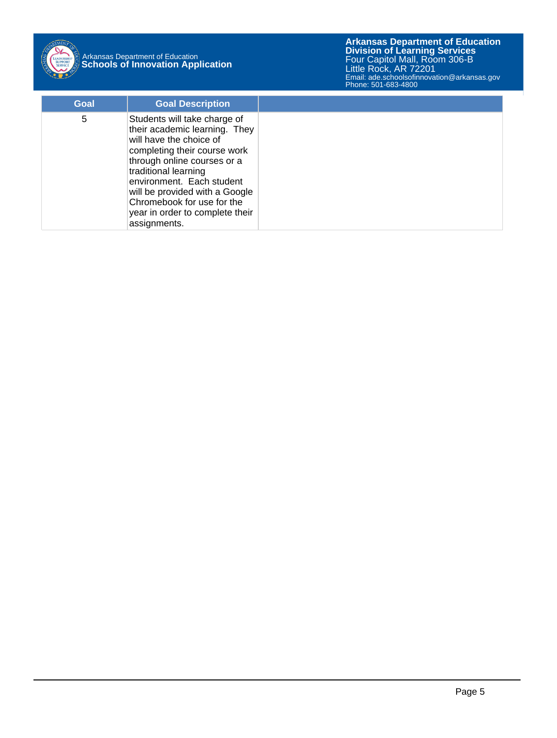| Goal | Goal Description | |
|---|---|---|
| 5 | Students will take charge of their academic learning.  They will have the choice of completing their course work through online courses or a traditional learning environment.  Each student will be provided with a Google Chromebook for use for the year in order to complete their assignments. | |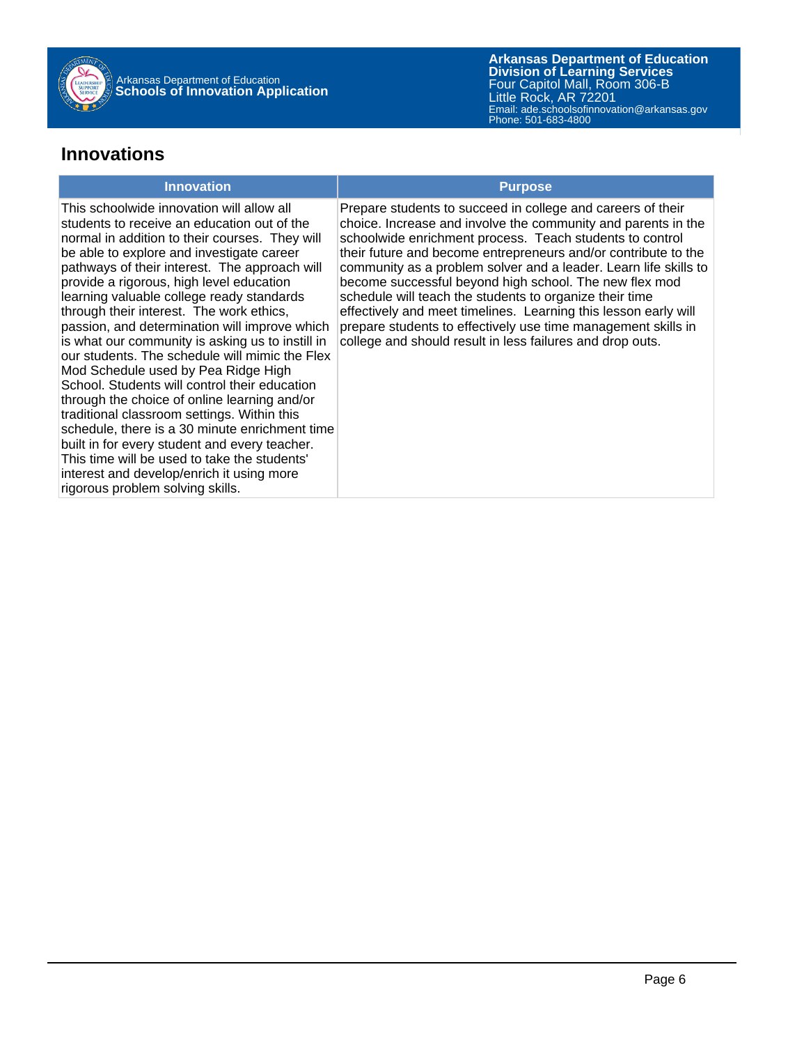## Innovations

| Innovation | Purpose |
| --- | --- |
| This schoolwide innovation will allow all students to receive an education out of the normal in addition to their courses. They will be able to explore and investigate career pathways of their interest. The approach will provide a rigorous, high level education learning valuable college ready standards through their interest. The work ethics, passion, and determination will improve which is what our community is asking us to instill in our students. The schedule will mimic the Flex Mod Schedule used by Pea Ridge High School. Students will control their education through the choice of online learning and/or traditional classroom settings. Within this schedule, there is a 30 minute enrichment time built in for every student and every teacher. This time will be used to take the students' interest and develop/enrich it using more rigorous problem solving skills. | Prepare students to succeed in college and careers of their choice. Increase and involve the community and parents in the schoolwide enrichment process. Teach students to control their future and become entrepreneurs and/or contribute to the community as a problem solver and a leader. Learn life skills to become successful beyond high school. The new flex mod schedule will teach the students to organize their time effectively and meet timelines. Learning this lesson early will prepare students to effectively use time management skills in college and should result in less failures and drop outs. |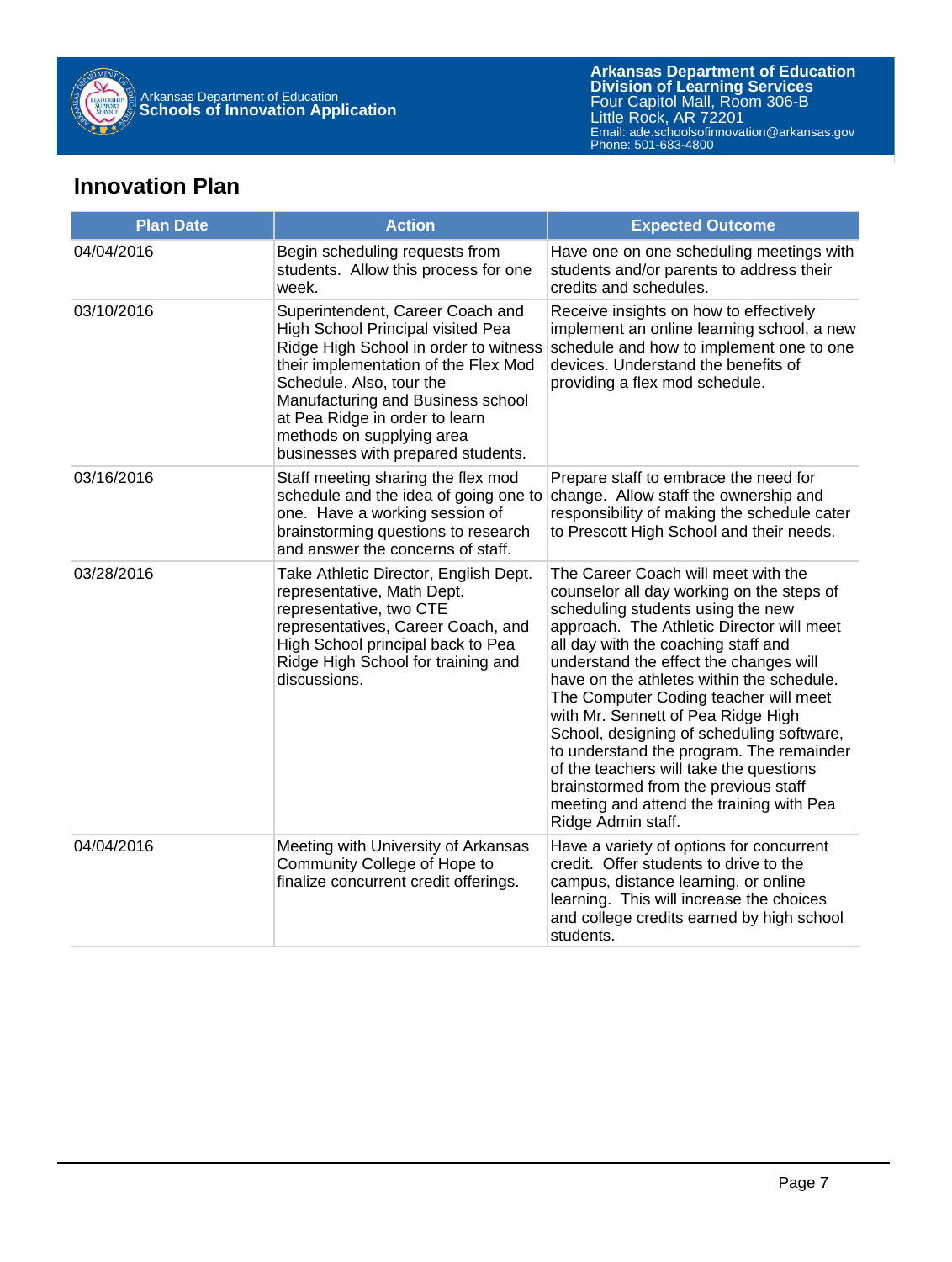## Innovation Plan

| Plan Date | Action | Expected Outcome |
| --- | --- | --- |
| 04/04/2016 | Begin scheduling requests from students. Allow this process for one week. | Have one on one scheduling meetings with students and/or parents to address their credits and schedules. |
| 03/10/2016 | Superintendent, Career Coach and High School Principal visited Pea Ridge High School in order to witness their implementation of the Flex Mod Schedule. Also, tour the Manufacturing and Business school at Pea Ridge in order to learn methods on supplying area businesses with prepared students. | Receive insights on how to effectively implement an online learning school, a new schedule and how to implement one to one devices. Understand the benefits of providing a flex mod schedule. |
| 03/16/2016 | Staff meeting sharing the flex mod schedule and the idea of going one to one. Have a working session of brainstorming questions to research and answer the concerns of staff. | Prepare staff to embrace the need for change. Allow staff the ownership and responsibility of making the schedule cater to Prescott High School and their needs. |
| 03/28/2016 | Take Athletic Director, English Dept. representative, Math Dept. representative, two CTE representatives, Career Coach, and High School principal back to Pea Ridge High School for training and discussions. | The Career Coach will meet with the counselor all day working on the steps of scheduling students using the new approach. The Athletic Director will meet all day with the coaching staff and understand the effect the changes will have on the athletes within the schedule. The Computer Coding teacher will meet with Mr. Sennett of Pea Ridge High School, designing of scheduling software, to understand the program. The remainder of the teachers will take the questions brainstormed from the previous staff meeting and attend the training with Pea Ridge Admin staff. |
| 04/04/2016 | Meeting with University of Arkansas Community College of Hope to finalize concurrent credit offerings. | Have a variety of options for concurrent credit. Offer students to drive to the campus, distance learning, or online learning. This will increase the choices and college credits earned by high school students. |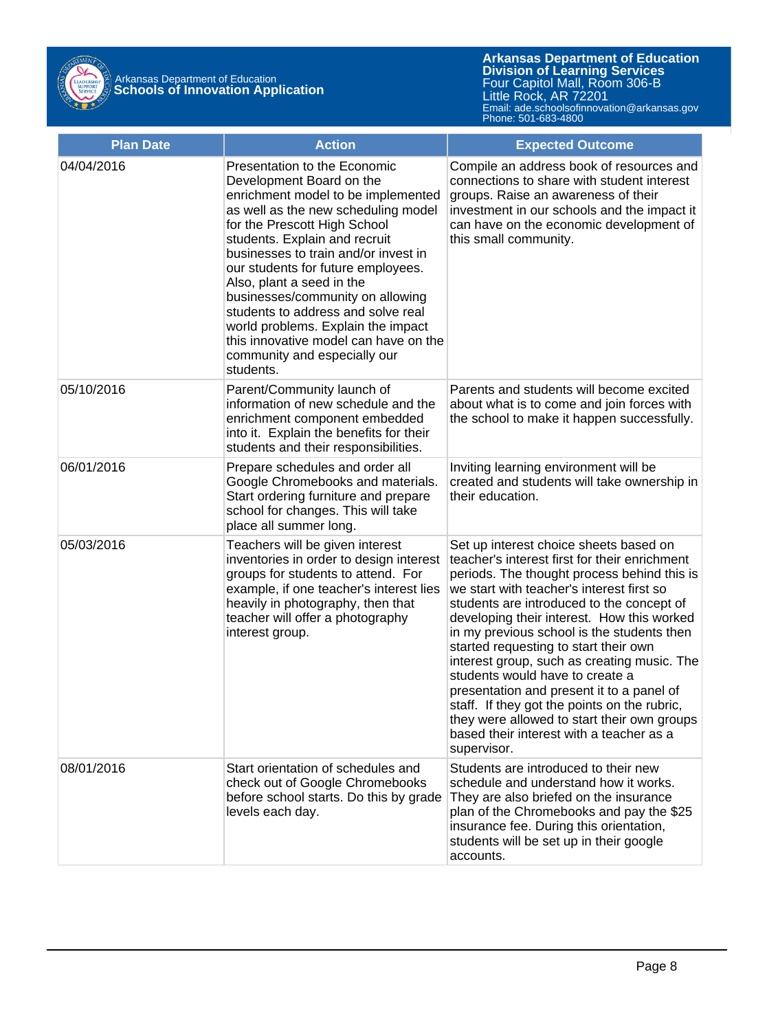| Plan Date | Action | Expected Outcome |
| --- | --- | --- |
| 04/04/2016 | Presentation to the Economic Development Board on the enrichment model to be implemented as well as the new scheduling model for the Prescott High School students. Explain and recruit businesses to train and/or invest in our students for future employees. Also, plant a seed in the businesses/community on allowing students to address and solve real world problems. Explain the impact this innovative model can have on the community and especially our students. | Compile an address book of resources and connections to share with student interest groups. Raise an awareness of their investment in our schools and the impact it can have on the economic development of this small community. |
| 05/10/2016 | Parent/Community launch of information of new schedule and the enrichment component embedded into it. Explain the benefits for their students and their responsibilities. | Parents and students will become excited about what is to come and join forces with the school to make it happen successfully. |
| 06/01/2016 | Prepare schedules and order all Google Chromebooks and materials. Start ordering furniture and prepare school for changes. This will take place all summer long. | Inviting learning environment will be created and students will take ownership in their education. |
| 05/03/2016 | Teachers will be given interest inventories in order to design interest groups for students to attend. For example, if one teacher's interest lies heavily in photography, then that teacher will offer a photography interest group. | Set up interest choice sheets based on teacher's interest first for their enrichment periods. The thought process behind this is we start with teacher's interest first so students are introduced to the concept of developing their interest. How this worked in my previous school is the students then started requesting to start their own interest group, such as creating music. The students would have to create a presentation and present it to a panel of staff. If they got the points on the rubric, they were allowed to start their own groups based their interest with a teacher as a supervisor. |
| 08/01/2016 | Start orientation of schedules and check out of Google Chromebooks before school starts. Do this by grade levels each day. | Students are introduced to their new schedule and understand how it works. They are also briefed on the insurance plan of the Chromebooks and pay the $25 insurance fee. During this orientation, students will be set up in their google accounts. |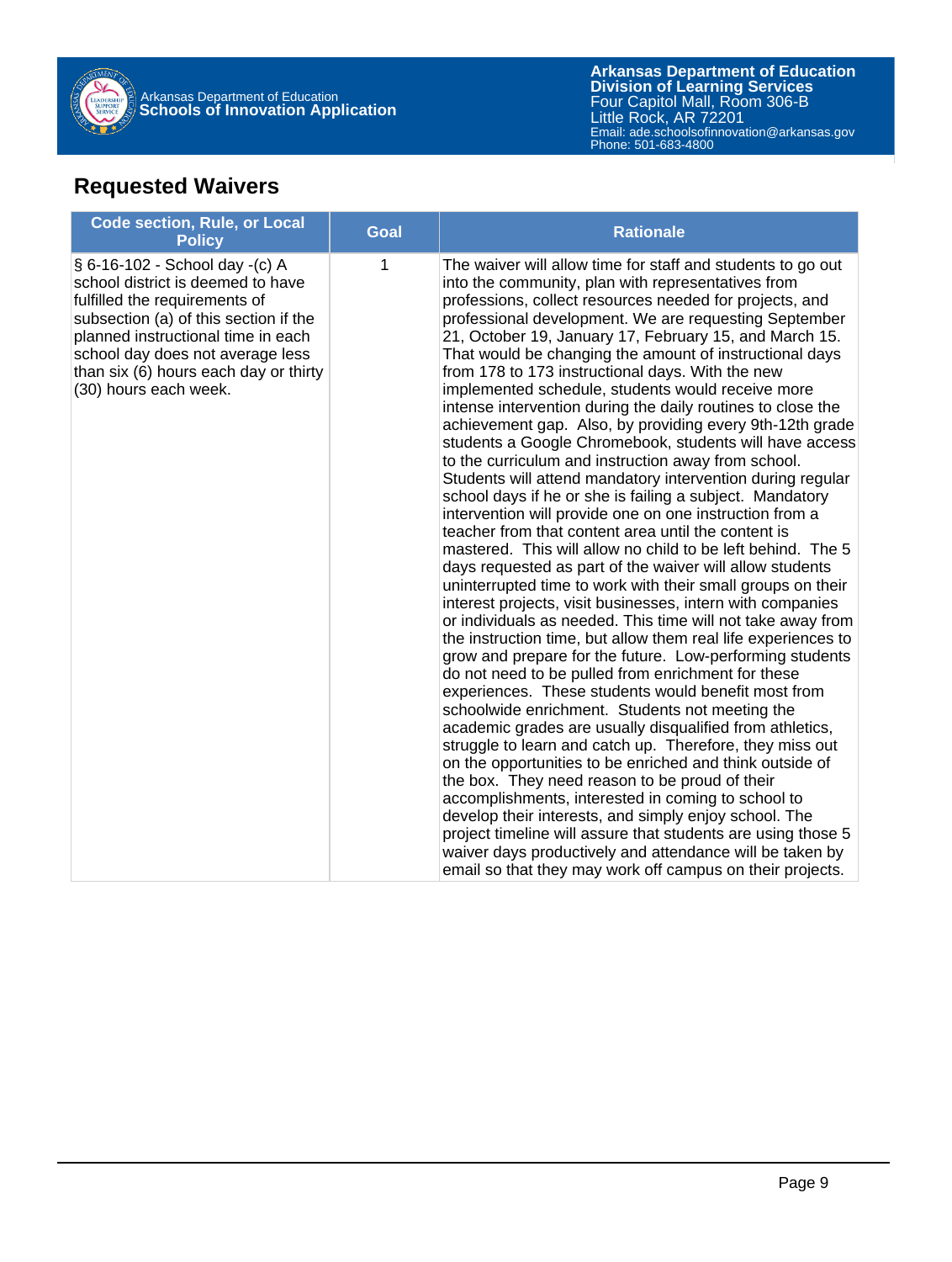## Requested Waivers

| Code section, Rule, or Local Policy | Goal | Rationale |
|---|---|---|
| § 6-16-102 - School day -(c) A school district is deemed to have fulfilled the requirements of subsection (a) of this section if the planned instructional time in each school day does not average less than six (6) hours each day or thirty (30) hours each week. | 1 | The waiver will allow time for staff and students to go out into the community, plan with representatives from professions, collect resources needed for projects, and professional development. We are requesting September 21, October 19, January 17, February 15, and March 15. That would be changing the amount of instructional days from 178 to 173 instructional days. With the new implemented schedule, students would receive more intense intervention during the daily routines to close the achievement gap. Also, by providing every 9th-12th grade students a Google Chromebook, students will have access to the curriculum and instruction away from school. Students will attend mandatory intervention during regular school days if he or she is failing a subject. Mandatory intervention will provide one on one instruction from a teacher from that content area until the content is mastered. This will allow no child to be left behind. The 5 days requested as part of the waiver will allow students uninterrupted time to work with their small groups on their interest projects, visit businesses, intern with companies or individuals as needed. This time will not take away from the instruction time, but allow them real life experiences to grow and prepare for the future. Low-performing students do not need to be pulled from enrichment for these experiences. These students would benefit most from schoolwide enrichment. Students not meeting the academic grades are usually disqualified from athletics, struggle to learn and catch up. Therefore, they miss out on the opportunities to be enriched and think outside of the box. They need reason to be proud of their accomplishments, interested in coming to school to develop their interests, and simply enjoy school. The project timeline will assure that students are using those 5 waiver days productively and attendance will be taken by email so that they may work off campus on their projects. |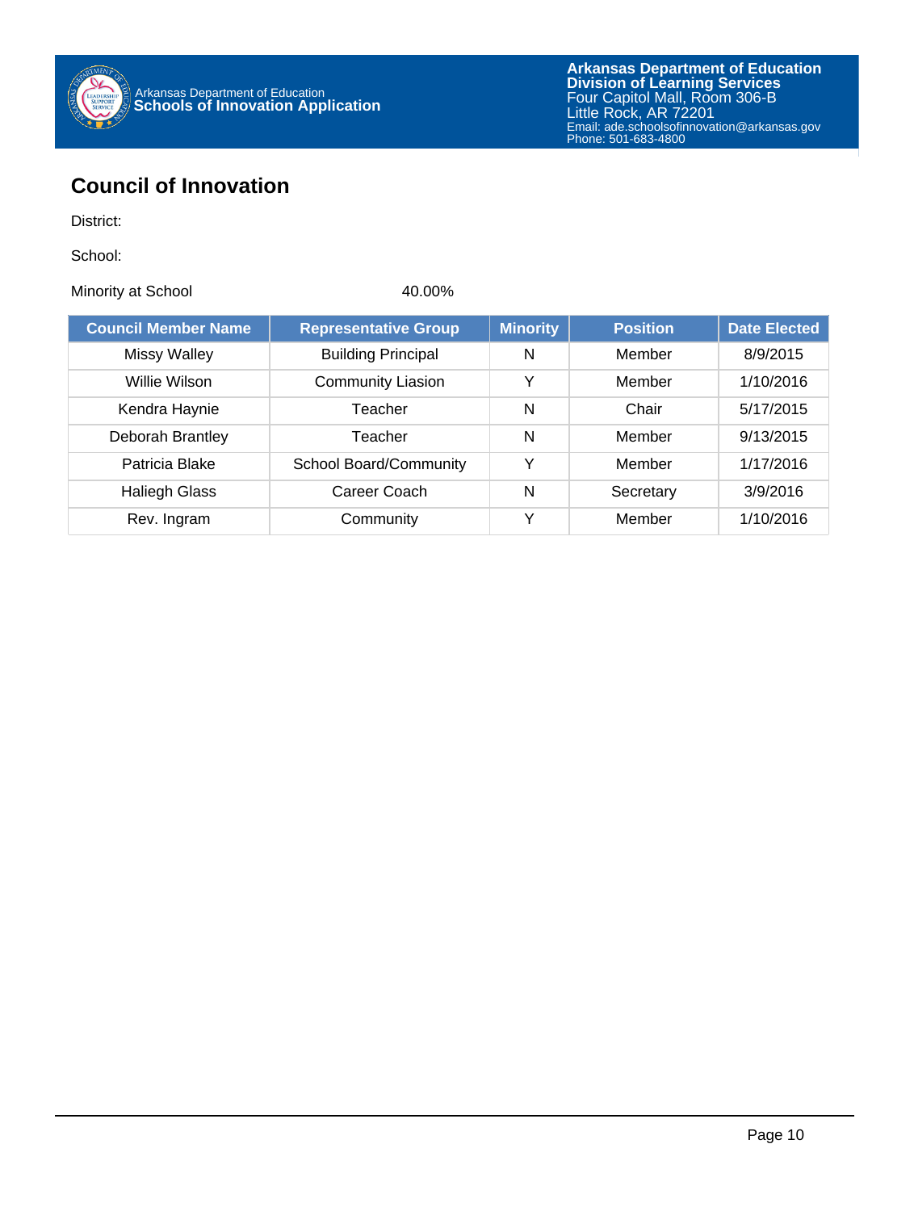# Council of Innovation

District:

School:

Minority at School 40.00%

| Council Member Name | Representative Group | Minority | Position | Date Elected |
|---|---|---|---|---|
| Missy Walley | Building Principal | N | Member | 8/9/2015 |
| Willie Wilson | Community Liasion | Y | Member | 1/10/2016 |
| Kendra Haynie | Teacher | N | Chair | 5/17/2015 |
| Deborah Brantley | Teacher | N | Member | 9/13/2015 |
| Patricia Blake | School Board/Community | Y | Member | 1/17/2016 |
| Haliegh Glass | Career Coach | N | Secretary | 3/9/2016 |
| Rev. Ingram | Community | Y | Member | 1/10/2016 |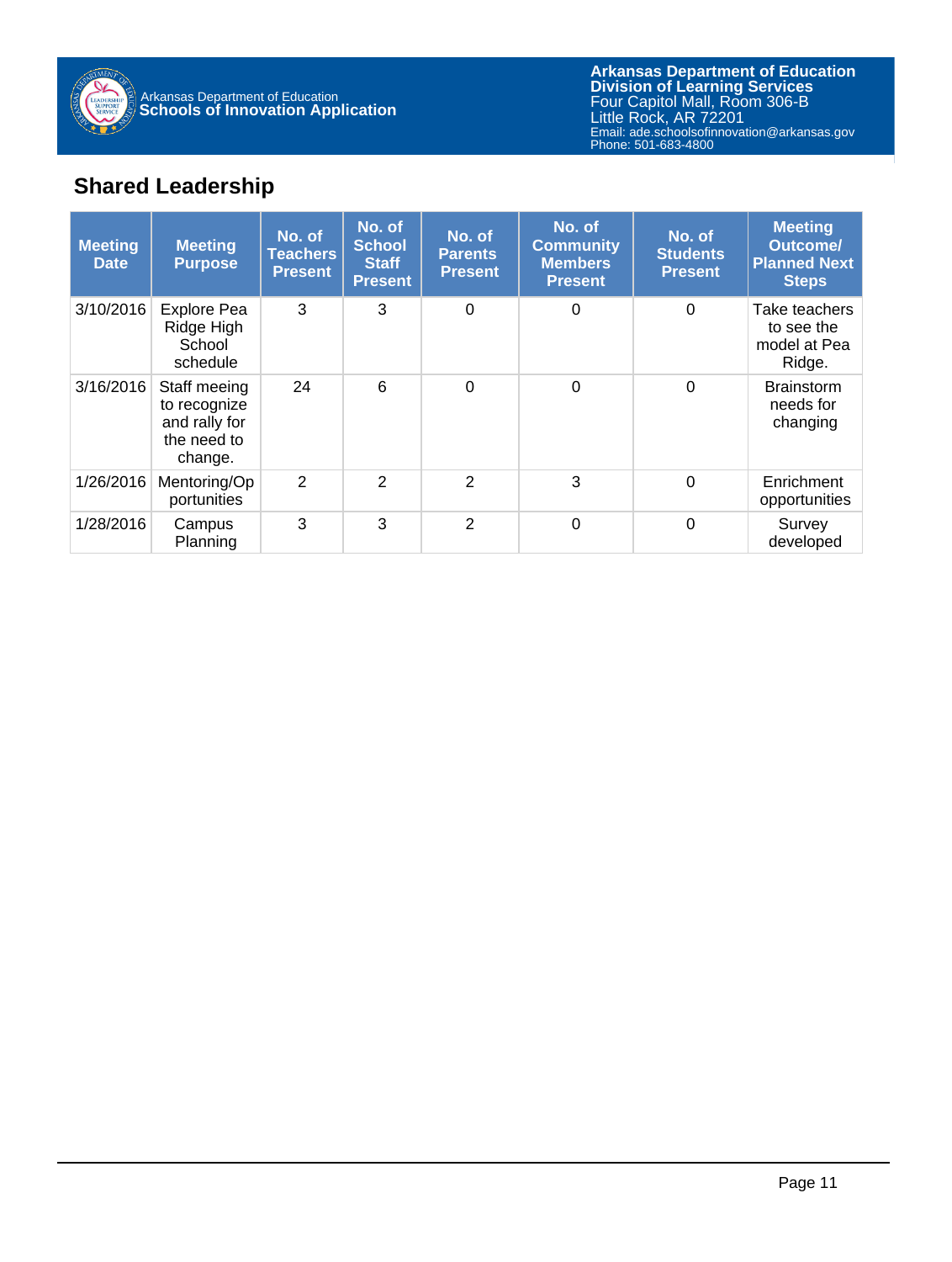## Shared Leadership

| Meeting Date | Meeting Purpose | No. of Teachers Present | No. of School Staff Present | No. of Parents Present | No. of Community Members Present | No. of Students Present | Meeting Outcome/ Planned Next Steps |
|---|---|---|---|---|---|---|---|
| 3/10/2016 | Explore Pea Ridge High School schedule | 3 | 3 | 0 | 0 | 0 | Take teachers to see the model at Pea Ridge. |
| 3/16/2016 | Staff meeing to recognize and rally for the need to change. | 24 | 6 | 0 | 0 | 0 | Brainstorm needs for changing |
| 1/26/2016 | Mentoring/Opportunities | 2 | 2 | 2 | 3 | 0 | Enrichment opportunities |
| 1/28/2016 | Campus Planning | 3 | 3 | 2 | 0 | 0 | Survey developed |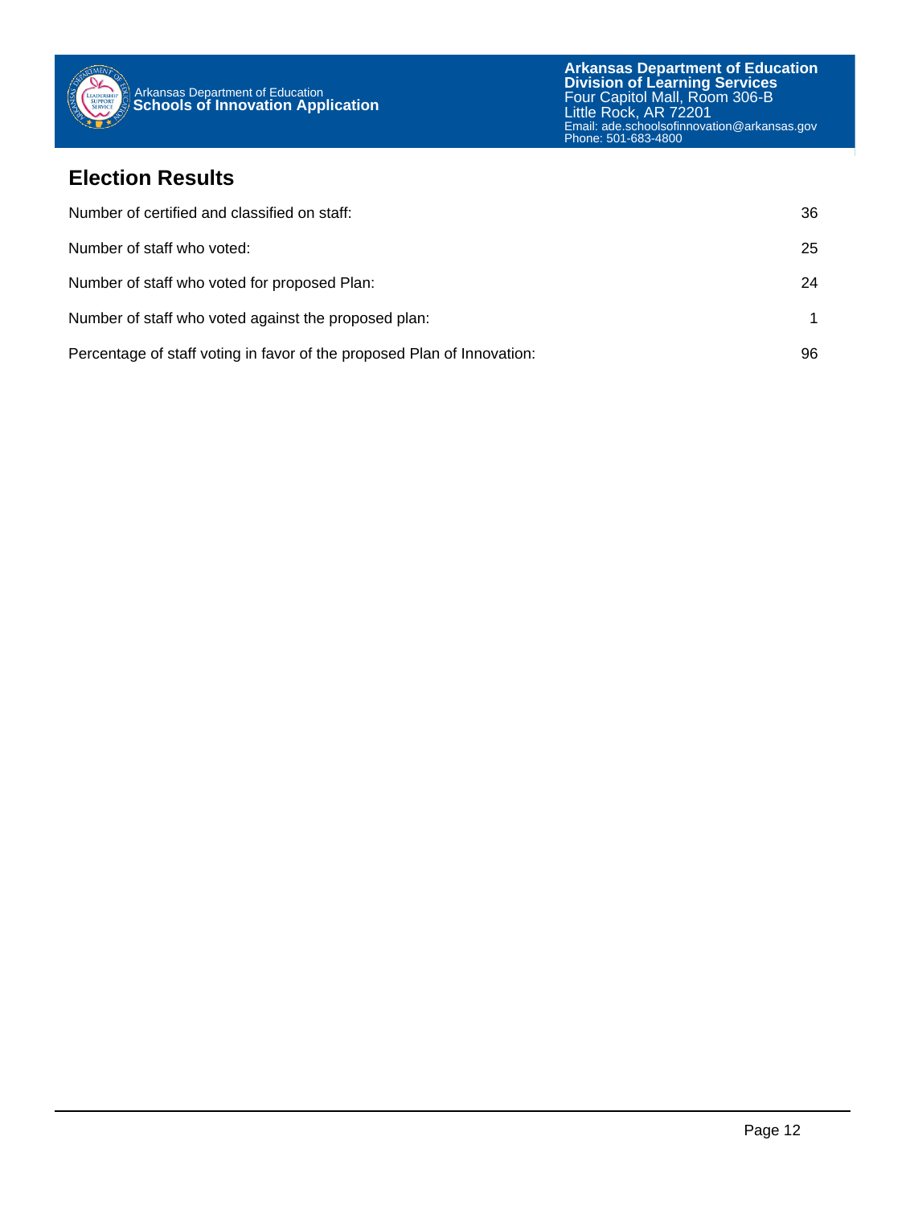## Election Results

| | |
|---|---|
| Number of certified and classified on staff: | 36 |
| Number of staff who voted: | 25 |
| Number of staff who voted for proposed Plan: | 24 |
| Number of staff who voted against the proposed plan: | 1 |
| Percentage of staff voting in favor of the proposed Plan of Innovation: | 96 |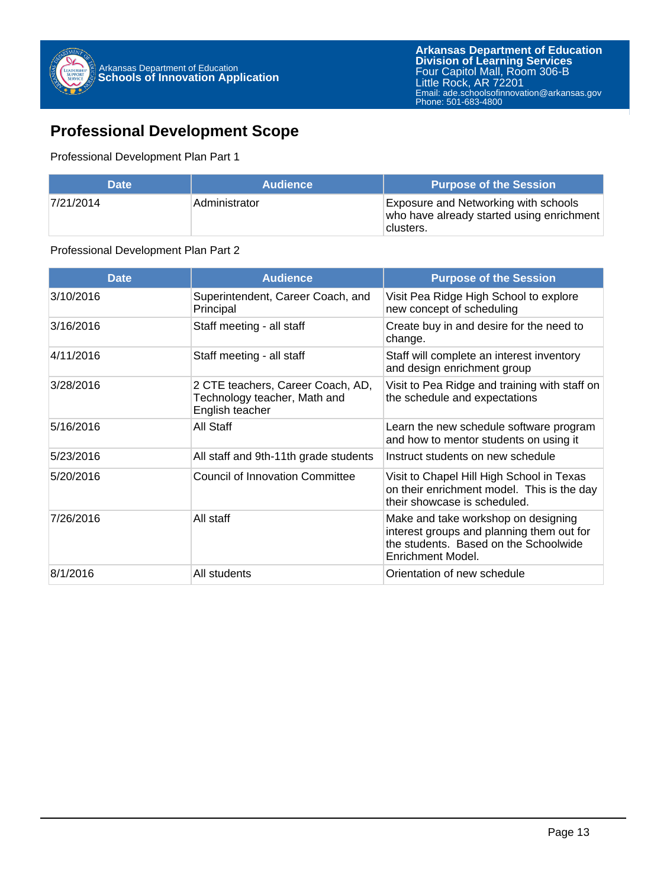## Professional Development Scope

Professional Development Plan Part 1

| Date | Audience | Purpose of the Session |
|---|---|---|
| 7/21/2014 | Administrator | Exposure and Networking with schools who have already started using enrichment clusters. |

Professional Development Plan Part 2

| Date | Audience | Purpose of the Session |
|---|---|---|
| 3/10/2016 | Superintendent, Career Coach, and Principal | Visit Pea Ridge High School to explore new concept of scheduling |
| 3/16/2016 | Staff meeting - all staff | Create buy in and desire for the need to change. |
| 4/11/2016 | Staff meeting - all staff | Staff will complete an interest inventory and design enrichment group |
| 3/28/2016 | 2 CTE teachers, Career Coach, AD, Technology teacher, Math and English teacher | Visit to Pea Ridge and training with staff on the schedule and expectations |
| 5/16/2016 | All Staff | Learn the new schedule software program and how to mentor students on using it |
| 5/23/2016 | All staff and 9th-11th grade students | Instruct students on new schedule |
| 5/20/2016 | Council of Innovation Committee | Visit to Chapel Hill High School in Texas on their enrichment model. This is the day their showcase is scheduled. |
| 7/26/2016 | All staff | Make and take workshop on designing interest groups and planning them out for the students. Based on the Schoolwide Enrichment Model. |
| 8/1/2016 | All students | Orientation of new schedule |